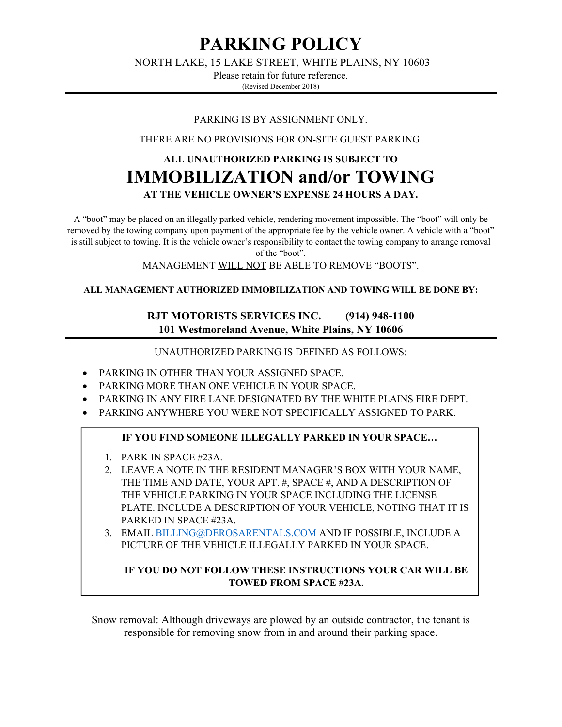# PARKING POLICY

NORTH LAKE, 15 LAKE STREET, WHITE PLAINS, NY 10603

Please retain for future reference.

(Revised December 2018)

---

PARKING IS BY ASSIGNMENT ONLY.

THERE ARE NO PROVISIONS FOR ON-SITE GUEST PARKING.

**ALL UNAUTHORIZED PARKING IS SUBJECT TO**

## IMMOBILIZATION and/or TOWING

**AT THE VEHICLE OWNER'S EXPENSE 24 HOURS A DAY.**

A "boot" may be placed on an illegally parked vehicle, rendering movement impossible. The "boot" will only be removed by the towing company upon payment of the appropriate fee by the vehicle owner. A vehicle with a "boot" is still subject to towing. It is the vehicle owner's responsibility to contact the towing company to arrange removal of the "boot".

MANAGEMENT WILL NOT BE ABLE TO REMOVE "BOOTS".

**ALL MANAGEMENT AUTHORIZED IMMOBILIZATION AND TOWING WILL BE DONE BY:**

**RJT MOTORISTS SERVICES INC. (914) 948-1100**
**101 Westmoreland Avenue, White Plains, NY 10606**

---

UNAUTHORIZED PARKING IS DEFINED AS FOLLOWS:

- PARKING IN OTHER THAN YOUR ASSIGNED SPACE.
- PARKING MORE THAN ONE VEHICLE IN YOUR SPACE.
- PARKING IN ANY FIRE LANE DESIGNATED BY THE WHITE PLAINS FIRE DEPT.
- PARKING ANYWHERE YOU WERE NOT SPECIFICALLY ASSIGNED TO PARK.

**IF YOU FIND SOMEONE ILLEGALLY PARKED IN YOUR SPACE…**

1. PARK IN SPACE #23A.
2. LEAVE A NOTE IN THE RESIDENT MANAGER'S BOX WITH YOUR NAME, THE TIME AND DATE, YOUR APT. #, SPACE #, AND A DESCRIPTION OF THE VEHICLE PARKING IN YOUR SPACE INCLUDING THE LICENSE PLATE. INCLUDE A DESCRIPTION OF YOUR VEHICLE, NOTING THAT IT IS PARKED IN SPACE #23A.
3. EMAIL BILLING@DEROSARENTALS.COM AND IF POSSIBLE, INCLUDE A PICTURE OF THE VEHICLE ILLEGALLY PARKED IN YOUR SPACE.

**IF YOU DO NOT FOLLOW THESE INSTRUCTIONS YOUR CAR WILL BE TOWED FROM SPACE #23A.**

Snow removal: Although driveways are plowed by an outside contractor, the tenant is responsible for removing snow from in and around their parking space.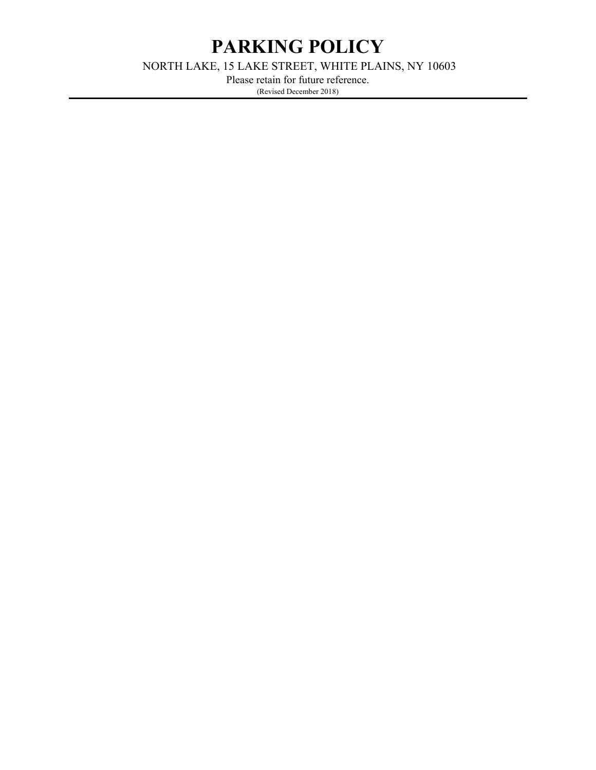# PARKING POLICY

NORTH LAKE, 15 LAKE STREET, WHITE PLAINS, NY 10603

Please retain for future reference.

(Revised December 2018)